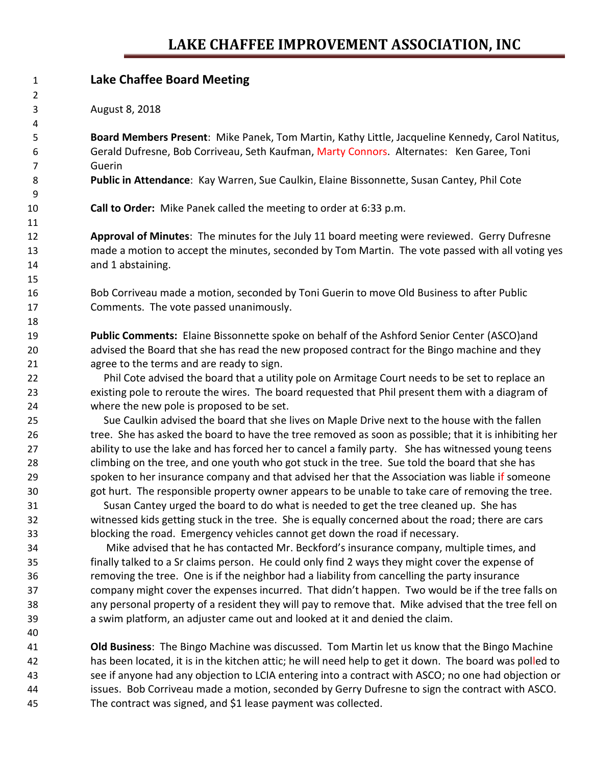# LAKE CHAFFEE IMPROVEMENT ASSOCIATION, INC

## Lake Chaffee Board Meeting

August 8, 2018

**Board Members Present**: Mike Panek, Tom Martin, Kathy Little, Jacqueline Kennedy, Carol Natitus, Gerald Dufresne, Bob Corriveau, Seth Kaufman, Marty Connors. Alternates: Ken Garee, Toni Guerin

**Public in Attendance**: Kay Warren, Sue Caulkin, Elaine Bissonnette, Susan Cantey, Phil Cote

**Call to Order:** Mike Panek called the meeting to order at 6:33 p.m.

**Approval of Minutes**: The minutes for the July 11 board meeting were reviewed. Gerry Dufresne made a motion to accept the minutes, seconded by Tom Martin. The vote passed with all voting yes and 1 abstaining.

Bob Corriveau made a motion, seconded by Toni Guerin to move Old Business to after Public Comments. The vote passed unanimously.

**Public Comments:** Elaine Bissonnette spoke on behalf of the Ashford Senior Center (ASCO)and advised the Board that she has read the new proposed contract for the Bingo machine and they agree to the terms and are ready to sign.

Phil Cote advised the board that a utility pole on Armitage Court needs to be set to replace an existing pole to reroute the wires. The board requested that Phil present them with a diagram of where the new pole is proposed to be set.

Sue Caulkin advised the board that she lives on Maple Drive next to the house with the fallen tree. She has asked the board to have the tree removed as soon as possible; that it is inhibiting her ability to use the lake and has forced her to cancel a family party. She has witnessed young teens climbing on the tree, and one youth who got stuck in the tree. Sue told the board that she has spoken to her insurance company and that advised her that the Association was liable if someone got hurt. The responsible property owner appears to be unable to take care of removing the tree.

Susan Cantey urged the board to do what is needed to get the tree cleaned up. She has witnessed kids getting stuck in the tree. She is equally concerned about the road; there are cars blocking the road. Emergency vehicles cannot get down the road if necessary.

Mike advised that he has contacted Mr. Beckford's insurance company, multiple times, and finally talked to a Sr claims person. He could only find 2 ways they might cover the expense of removing the tree. One is if the neighbor had a liability from cancelling the party insurance company might cover the expenses incurred. That didn't happen. Two would be if the tree falls on any personal property of a resident they will pay to remove that. Mike advised that the tree fell on a swim platform, an adjuster came out and looked at it and denied the claim.

**Old Business**: The Bingo Machine was discussed. Tom Martin let us know that the Bingo Machine has been located, it is in the kitchen attic; he will need help to get it down. The board was polled to see if anyone had any objection to LCIA entering into a contract with ASCO; no one had objection or issues. Bob Corriveau made a motion, seconded by Gerry Dufresne to sign the contract with ASCO. The contract was signed, and $1 lease payment was collected.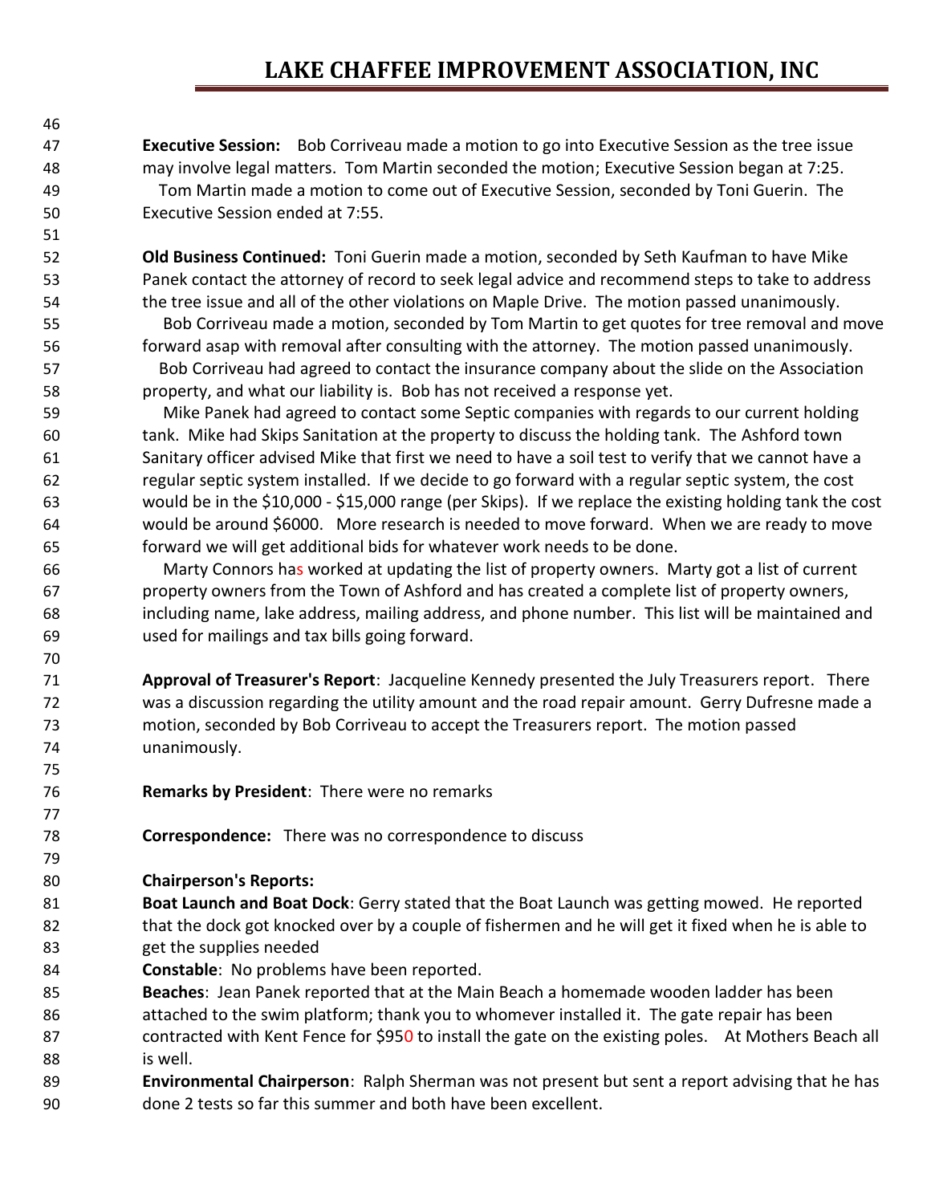**Executive Session:** Bob Corriveau made a motion to go into Executive Session as the tree issue may involve legal matters. Tom Martin seconded the motion; Executive Session began at 7:25.

Tom Martin made a motion to come out of Executive Session, seconded by Toni Guerin. The Executive Session ended at 7:55.

**Old Business Continued:** Toni Guerin made a motion, seconded by Seth Kaufman to have Mike Panek contact the attorney of record to seek legal advice and recommend steps to take to address the tree issue and all of the other violations on Maple Drive. The motion passed unanimously.

Bob Corriveau made a motion, seconded by Tom Martin to get quotes for tree removal and move forward asap with removal after consulting with the attorney. The motion passed unanimously.

Bob Corriveau had agreed to contact the insurance company about the slide on the Association property, and what our liability is. Bob has not received a response yet.

Mike Panek had agreed to contact some Septic companies with regards to our current holding tank. Mike had Skips Sanitation at the property to discuss the holding tank. The Ashford town Sanitary officer advised Mike that first we need to have a soil test to verify that we cannot have a regular septic system installed. If we decide to go forward with a regular septic system, the cost would be in the $10,000 - $15,000 range (per Skips). If we replace the existing holding tank the cost would be around $6000. More research is needed to move forward. When we are ready to move forward we will get additional bids for whatever work needs to be done.

Marty Connors has worked at updating the list of property owners. Marty got a list of current property owners from the Town of Ashford and has created a complete list of property owners, including name, lake address, mailing address, and phone number. This list will be maintained and used for mailings and tax bills going forward.

**Approval of Treasurer's Report**: Jacqueline Kennedy presented the July Treasurers report. There was a discussion regarding the utility amount and the road repair amount. Gerry Dufresne made a motion, seconded by Bob Corriveau to accept the Treasurers report. The motion passed unanimously.

**Remarks by President**: There were no remarks

**Correspondence:** There was no correspondence to discuss

**Chairperson's Reports:**

**Boat Launch and Boat Dock**: Gerry stated that the Boat Launch was getting mowed. He reported that the dock got knocked over by a couple of fishermen and he will get it fixed when he is able to get the supplies needed

**Constable**: No problems have been reported.

**Beaches**: Jean Panek reported that at the Main Beach a homemade wooden ladder has been attached to the swim platform; thank you to whomever installed it. The gate repair has been contracted with Kent Fence for $950 to install the gate on the existing poles. At Mothers Beach all is well.

**Environmental Chairperson**: Ralph Sherman was not present but sent a report advising that he has done 2 tests so far this summer and both have been excellent.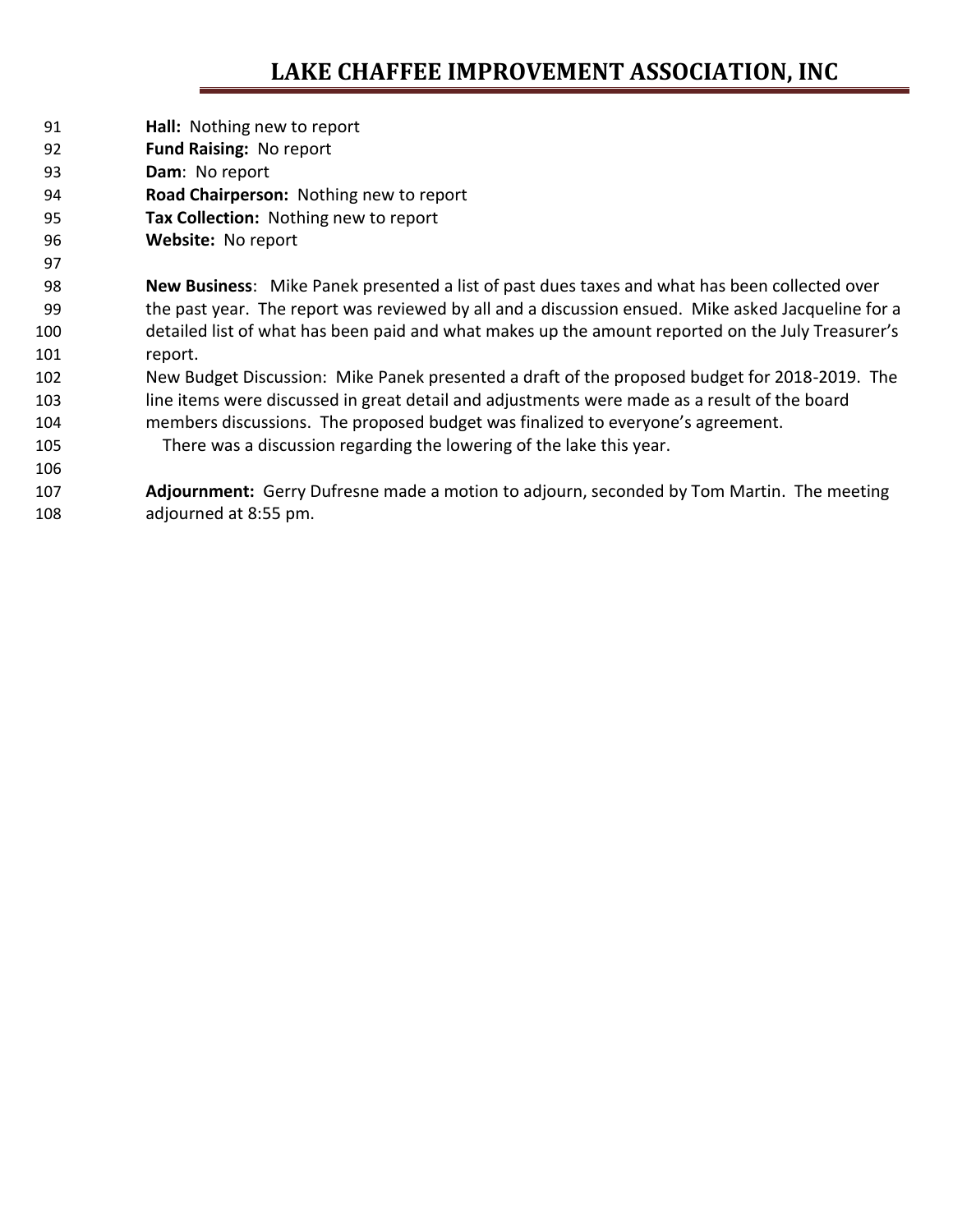**Hall:** Nothing new to report
**Fund Raising:** No report
**Dam**: No report
**Road Chairperson:** Nothing new to report
**Tax Collection:** Nothing new to report
**Website:** No report

**New Business**: Mike Panek presented a list of past dues taxes and what has been collected over the past year. The report was reviewed by all and a discussion ensued. Mike asked Jacqueline for a detailed list of what has been paid and what makes up the amount reported on the July Treasurer's report.

New Budget Discussion: Mike Panek presented a draft of the proposed budget for 2018-2019. The line items were discussed in great detail and adjustments were made as a result of the board members discussions. The proposed budget was finalized to everyone's agreement.

There was a discussion regarding the lowering of the lake this year.

**Adjournment:** Gerry Dufresne made a motion to adjourn, seconded by Tom Martin. The meeting adjourned at 8:55 pm.